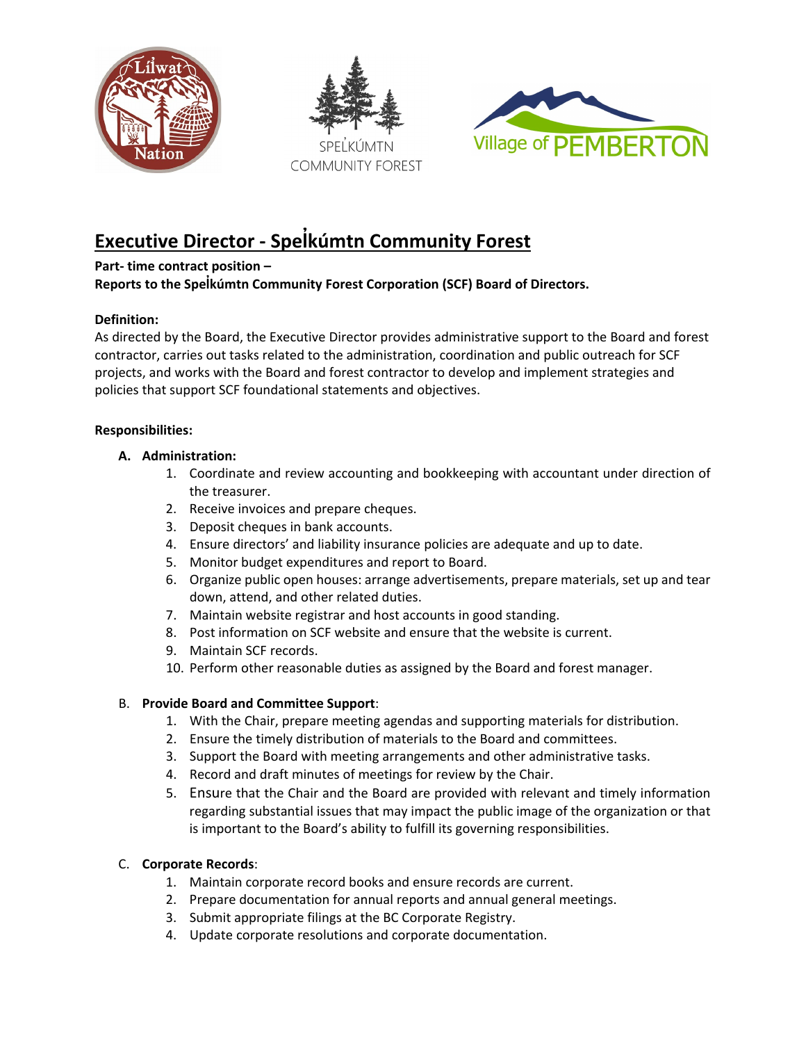# Executive Director - Spel̓kúmtn Community Forest

**Part- time contract position –**
**Reports to the Spel̓kúmtn Community Forest Corporation (SCF) Board of Directors.**

**Definition:**
As directed by the Board, the Executive Director provides administrative support to the Board and forest contractor, carries out tasks related to the administration, coordination and public outreach for SCF projects, and works with the Board and forest contractor to develop and implement strategies and policies that support SCF foundational statements and objectives.

**Responsibilities:**

**A. Administration:**

1. Coordinate and review accounting and bookkeeping with accountant under direction of the treasurer.
2. Receive invoices and prepare cheques.
3. Deposit cheques in bank accounts.
4. Ensure directors' and liability insurance policies are adequate and up to date.
5. Monitor budget expenditures and report to Board.
6. Organize public open houses: arrange advertisements, prepare materials, set up and tear down, attend, and other related duties.
7. Maintain website registrar and host accounts in good standing.
8. Post information on SCF website and ensure that the website is current.
9. Maintain SCF records.
10. Perform other reasonable duties as assigned by the Board and forest manager.

B. **Provide Board and Committee Support**:

1. With the Chair, prepare meeting agendas and supporting materials for distribution.
2. Ensure the timely distribution of materials to the Board and committees.
3. Support the Board with meeting arrangements and other administrative tasks.
4. Record and draft minutes of meetings for review by the Chair.
5. Ensure that the Chair and the Board are provided with relevant and timely information regarding substantial issues that may impact the public image of the organization or that is important to the Board's ability to fulfill its governing responsibilities.

C. **Corporate Records**:

1. Maintain corporate record books and ensure records are current.
2. Prepare documentation for annual reports and annual general meetings.
3. Submit appropriate filings at the BC Corporate Registry.
4. Update corporate resolutions and corporate documentation.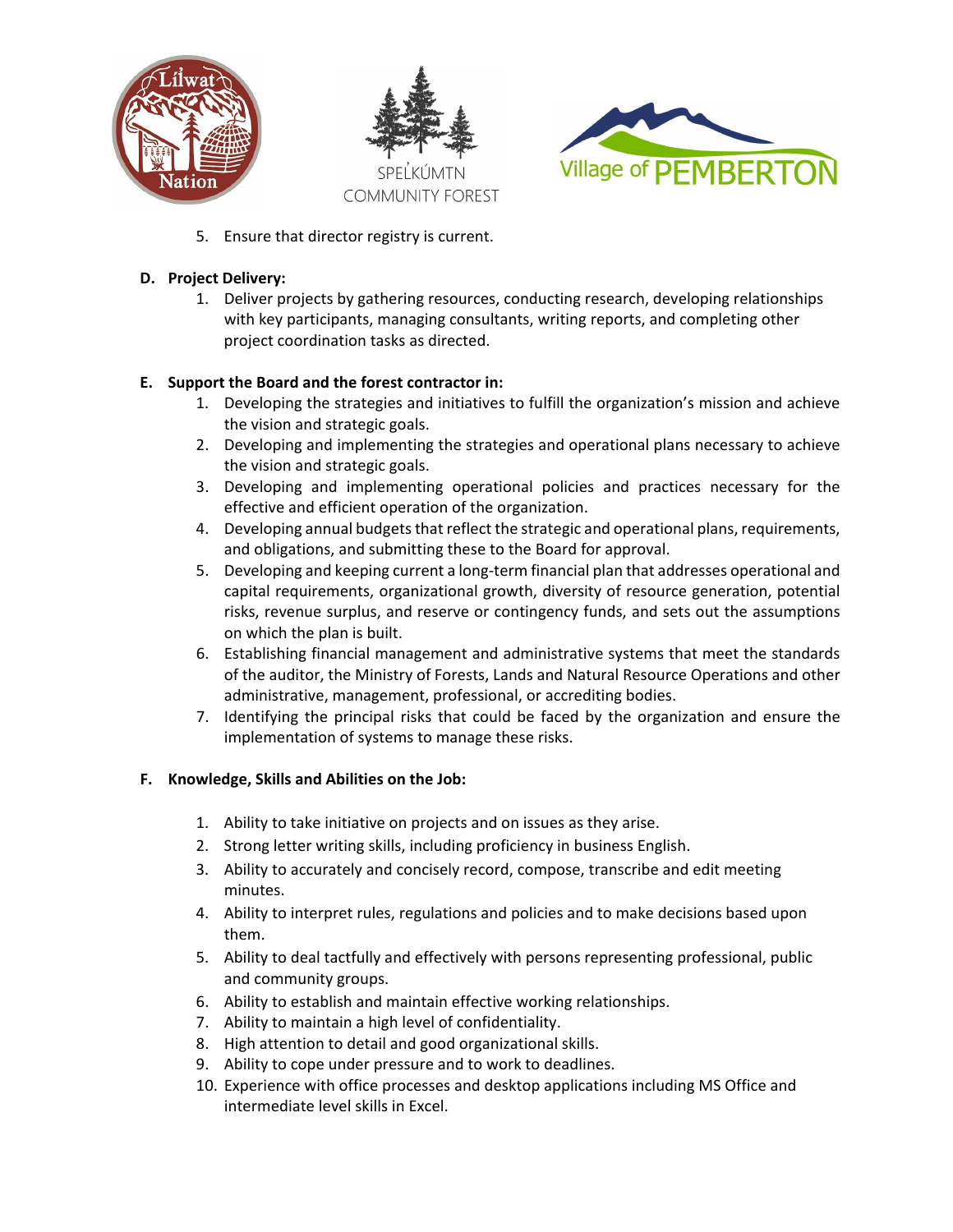5. Ensure that director registry is current.

**D. Project Delivery:**

1. Deliver projects by gathering resources, conducting research, developing relationships with key participants, managing consultants, writing reports, and completing other project coordination tasks as directed.

**E. Support the Board and the forest contractor in:**

1. Developing the strategies and initiatives to fulfill the organization's mission and achieve the vision and strategic goals.
2. Developing and implementing the strategies and operational plans necessary to achieve the vision and strategic goals.
3. Developing and implementing operational policies and practices necessary for the effective and efficient operation of the organization.
4. Developing annual budgets that reflect the strategic and operational plans, requirements, and obligations, and submitting these to the Board for approval.
5. Developing and keeping current a long-term financial plan that addresses operational and capital requirements, organizational growth, diversity of resource generation, potential risks, revenue surplus, and reserve or contingency funds, and sets out the assumptions on which the plan is built.
6. Establishing financial management and administrative systems that meet the standards of the auditor, the Ministry of Forests, Lands and Natural Resource Operations and other administrative, management, professional, or accrediting bodies.
7. Identifying the principal risks that could be faced by the organization and ensure the implementation of systems to manage these risks.

**F. Knowledge, Skills and Abilities on the Job:**

1. Ability to take initiative on projects and on issues as they arise.
2. Strong letter writing skills, including proficiency in business English.
3. Ability to accurately and concisely record, compose, transcribe and edit meeting minutes.
4. Ability to interpret rules, regulations and policies and to make decisions based upon them.
5. Ability to deal tactfully and effectively with persons representing professional, public and community groups.
6. Ability to establish and maintain effective working relationships.
7. Ability to maintain a high level of confidentiality.
8. High attention to detail and good organizational skills.
9. Ability to cope under pressure and to work to deadlines.
10. Experience with office processes and desktop applications including MS Office and intermediate level skills in Excel.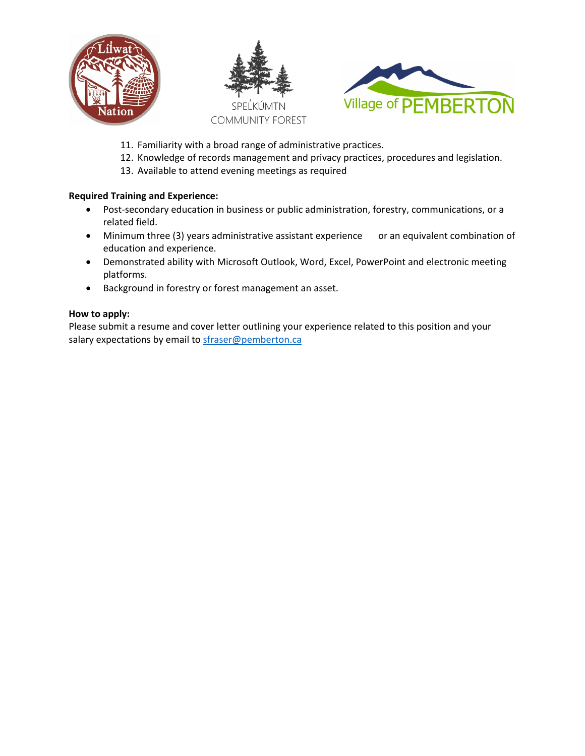11. Familiarity with a broad range of administrative practices.
12. Knowledge of records management and privacy practices, procedures and legislation.
13. Available to attend evening meetings as required

**Required Training and Experience:**

- Post-secondary education in business or public administration, forestry, communications, or a related field.
- Minimum three (3) years administrative assistant experience or an equivalent combination of education and experience.
- Demonstrated ability with Microsoft Outlook, Word, Excel, PowerPoint and electronic meeting platforms.
- Background in forestry or forest management an asset.

**How to apply:**

Please submit a resume and cover letter outlining your experience related to this position and your salary expectations by email to sfraser@pemberton.ca